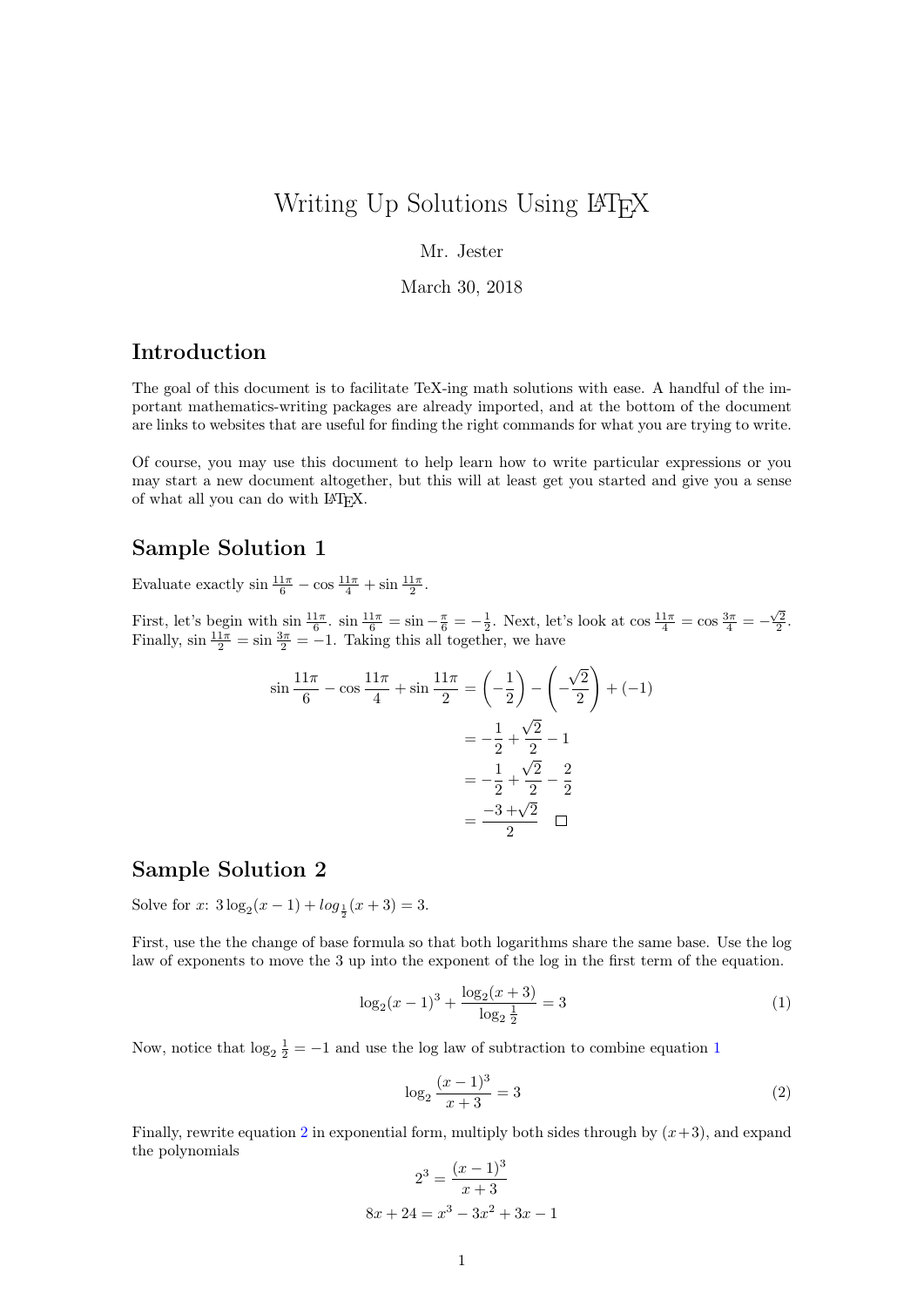# Writing Up Solutions Using LaTeX

Mr. Jester

March 30, 2018

## Introduction

The goal of this document is to facilitate TeX-ing math solutions with ease. A handful of the important mathematics-writing packages are already imported, and at the bottom of the document are links to websites that are useful for finding the right commands for what you are trying to write.

Of course, you may use this document to help learn how to write particular expressions or you may start a new document altogether, but this will at least get you started and give you a sense of what all you can do with LaTeX.

## Sample Solution 1

Evaluate exactly $\sin\frac{11\pi}{6} - \cos\frac{11\pi}{4} + \sin\frac{11\pi}{2}$.

First, let's begin with $\sin\frac{11\pi}{6}$. $\sin\frac{11\pi}{6} = \sin -\frac{\pi}{6} = -\frac{1}{2}$. Next, let's look at $\cos\frac{11\pi}{4} = \cos\frac{3\pi}{4} = -\frac{\sqrt{2}}{2}$. Finally, $\sin\frac{11\pi}{2} = \sin\frac{3\pi}{2} = -1$. Taking this all together, we have

$$
\begin{aligned}
\sin\frac{11\pi}{6} - \cos\frac{11\pi}{4} + \sin\frac{11\pi}{2} &= \left(-\frac{1}{2}\right) - \left(-\frac{\sqrt{2}}{2}\right) + (-1) \\
&= -\frac{1}{2} + \frac{\sqrt{2}}{2} - 1 \\
&= -\frac{1}{2} + \frac{\sqrt{2}}{2} - \frac{2}{2} \\
&= \frac{-3+\sqrt{2}}{2} \quad \square
\end{aligned}
$$

## Sample Solution 2

Solve for $x$: $3\log_2(x-1) + log_{\frac{1}{2}}(x+3) = 3$.

First, use the the change of base formula so that both logarithms share the same base. Use the log law of exponents to move the 3 up into the exponent of the log in the first term of the equation.

$$
\log_2(x-1)^3 + \frac{\log_2(x+3)}{\log_2\frac{1}{2}} = 3 \tag{1}
$$

Now, notice that $\log_2\frac{1}{2} = -1$ and use the log law of subtraction to combine equation 1

$$
\log_2\frac{(x-1)^3}{x+3} = 3 \tag{2}
$$

Finally, rewrite equation 2 in exponential form, multiply both sides through by $(x+3)$, and expand the polynomials

$$
\begin{aligned}
2^3 &= \frac{(x-1)^3}{x+3} \\
8x + 24 &= x^3 - 3x^2 + 3x - 1
\end{aligned}
$$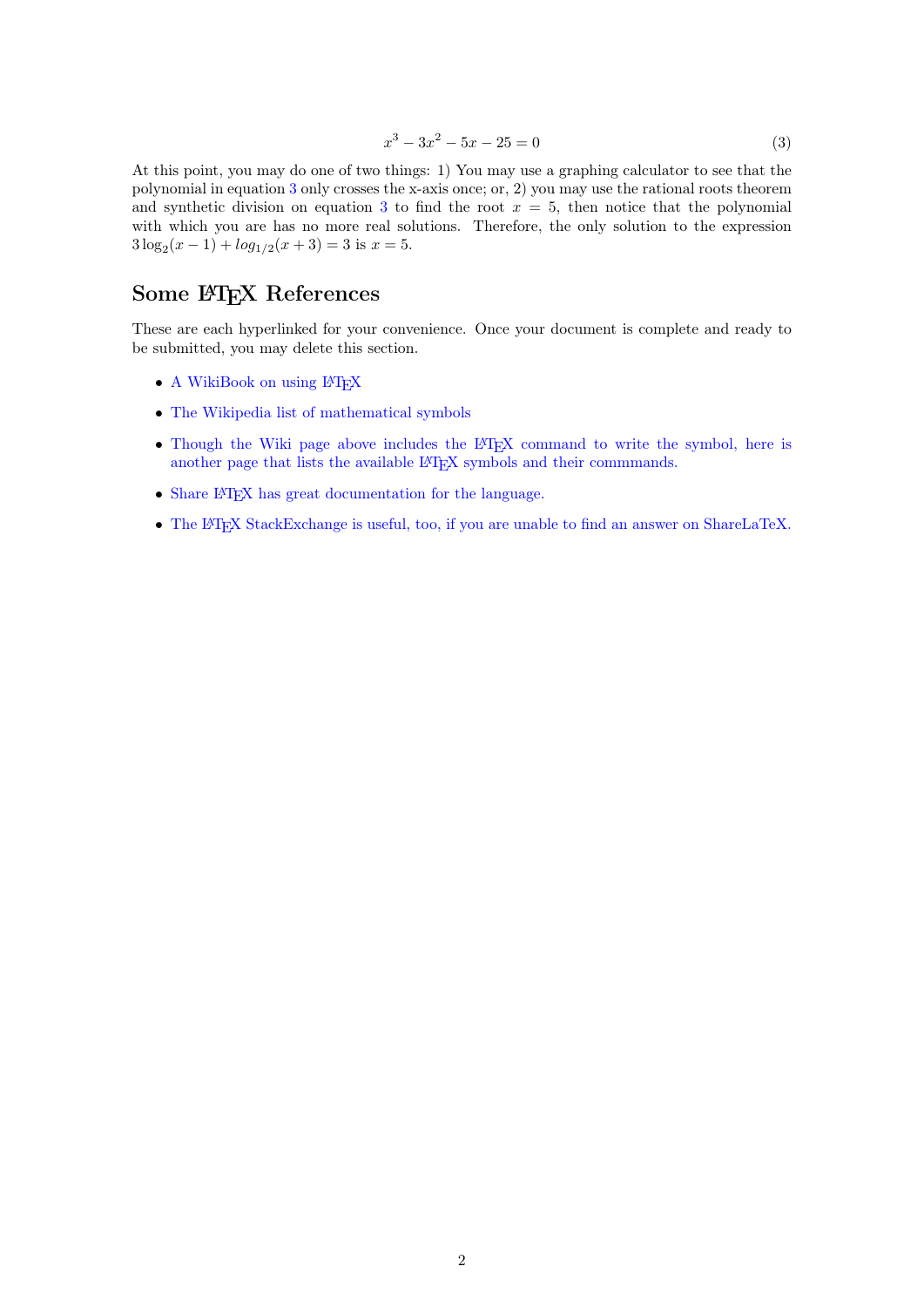$$x^3 - 3x^2 - 5x - 25 = 0 \tag{3}$$

At this point, you may do one of two things: 1) You may use a graphing calculator to see that the polynomial in equation 3 only crosses the x-axis once; or, 2) you may use the rational roots theorem and synthetic division on equation 3 to find the root $x = 5$, then notice that the polynomial with which you are has no more real solutions. Therefore, the only solution to the expression $3\log_2(x-1) + log_{1/2}(x+3) = 3$ is $x = 5$.

## Some LaTeX References

These are each hyperlinked for your convenience. Once your document is complete and ready to be submitted, you may delete this section.

- A WikiBook on using LaTeX
- The Wikipedia list of mathematical symbols
- Though the Wiki page above includes the LaTeX command to write the symbol, here is another page that lists the available LaTeX symbols and their commmands.
- Share LaTeX has great documentation for the language.
- The LaTeX StackExchange is useful, too, if you are unable to find an answer on ShareLaTeX.